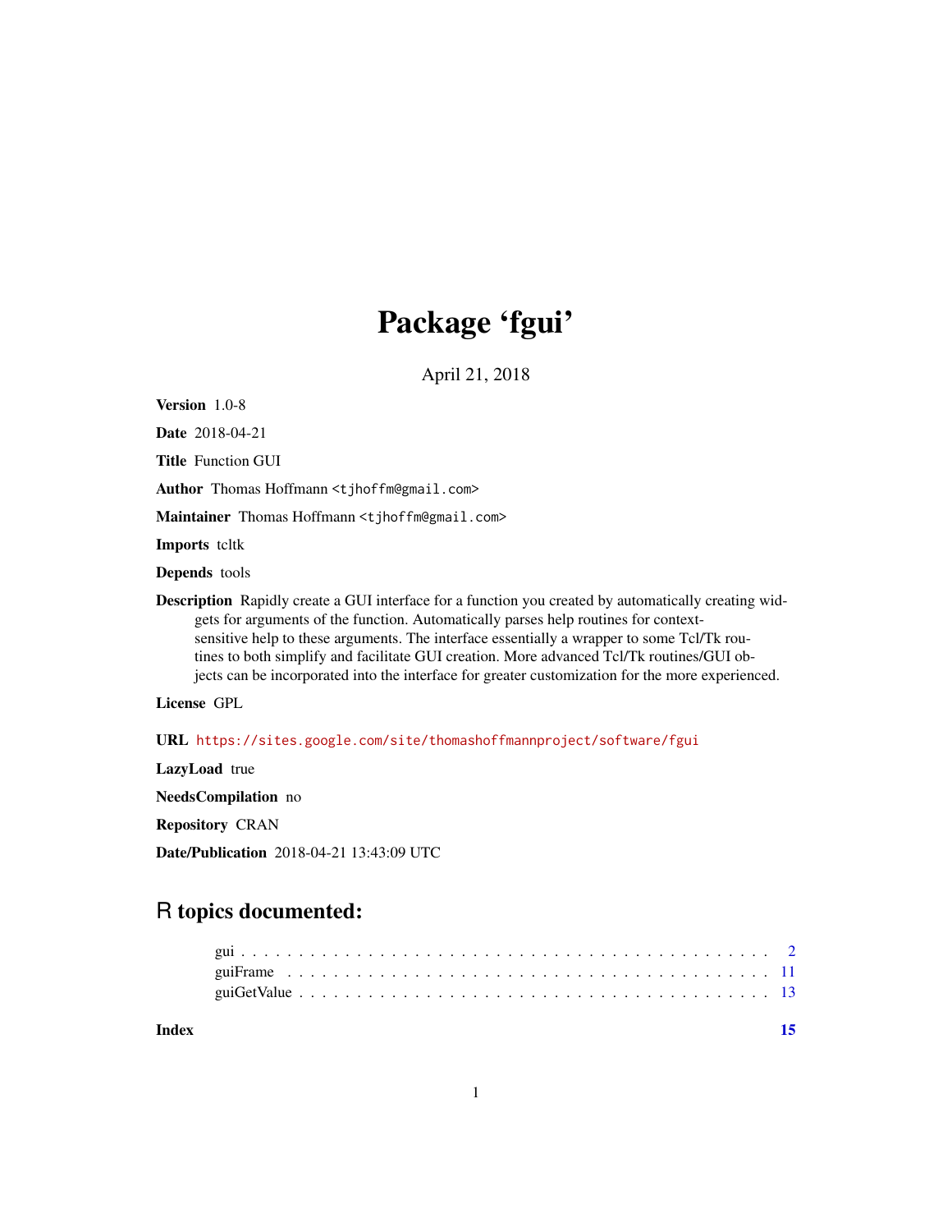# Package 'fgui'

April 21, 2018

**Version** 1.0-8

**Date** 2018-04-21

**Title** Function GUI

**Author** Thomas Hoffmann <tjhoffm@gmail.com>

**Maintainer** Thomas Hoffmann <tjhoffm@gmail.com>

**Imports** tcltk

**Depends** tools

**Description** Rapidly create a GUI interface for a function you created by automatically creating widgets for arguments of the function. Automatically parses help routines for context-sensitive help to these arguments. The interface essentially a wrapper to some Tcl/Tk routines to both simplify and facilitate GUI creation. More advanced Tcl/Tk routines/GUI objects can be incorporated into the interface for greater customization for the more experienced.

**License** GPL

**URL** https://sites.google.com/site/thomashoffmannproject/software/fgui

**LazyLoad** true

**NeedsCompilation** no

**Repository** CRAN

**Date/Publication** 2018-04-21 13:43:09 UTC

## R topics documented:

gui . . . . . . . . . . . . . . . . . . . . . . . . . . . . . . . . . . . . . . . . . . . . 2
guiFrame . . . . . . . . . . . . . . . . . . . . . . . . . . . . . . . . . . . . . . . . . 11
guiGetValue . . . . . . . . . . . . . . . . . . . . . . . . . . . . . . . . . . . . . . . 13

**Index** **15**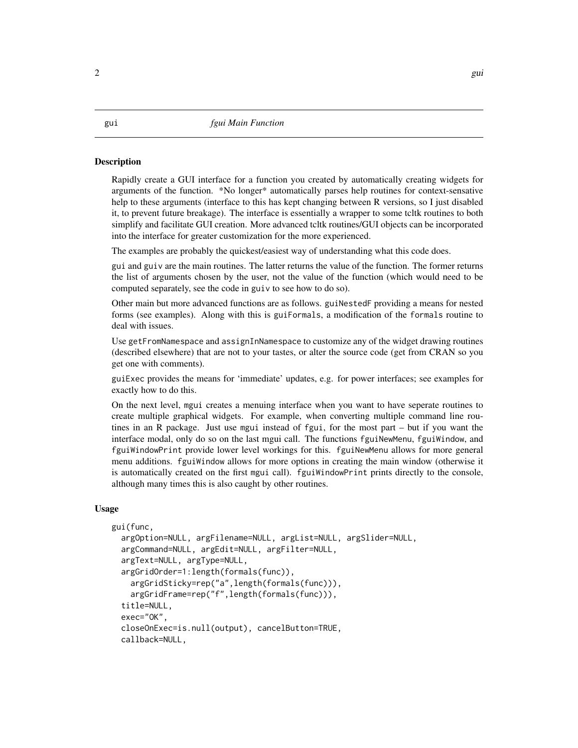gui *fgui Main Function*

## Description

Rapidly create a GUI interface for a function you created by automatically creating widgets for arguments of the function. *No longer* automatically parses help routines for context-sensative help to these arguments (interface to this has kept changing between R versions, so I just disabled it, to prevent future breakage). The interface is essentially a wrapper to some tcltk routines to both simplify and facilitate GUI creation. More advanced tcltk routines/GUI objects can be incorporated into the interface for greater customization for the more experienced.

The examples are probably the quickest/easiest way of understanding what this code does.

`gui` and `guiv` are the main routines. The latter returns the value of the function. The former returns the list of arguments chosen by the user, not the value of the function (which would need to be computed separately, see the code in `guiv` to see how to do so).

Other main but more advanced functions are as follows. `guiNestedF` providing a means for nested forms (see examples). Along with this is `guiFormals`, a modification of the `formals` routine to deal with issues.

Use `getFromNamespace` and `assignInNamespace` to customize any of the widget drawing routines (described elsewhere) that are not to your tastes, or alter the source code (get from CRAN so you get one with comments).

`guiExec` provides the means for 'immediate' updates, e.g. for power interfaces; see examples for exactly how to do this.

On the next level, `mgui` creates a menuing interface when you want to have seperate routines to create multiple graphical widgets. For example, when converting multiple command line routines in an R package. Just use `mgui` instead of `fgui`, for the most part – but if you want the interface modal, only do so on the last mgui call. The functions `fguiNewMenu`, `fguiWindow`, and `fguiWindowPrint` provide lower level workings for this. `fguiNewMenu` allows for more general menu additions. `fguiWindow` allows for more options in creating the main window (otherwise it is automatically created on the first `mgui` call). `fguiWindowPrint` prints directly to the console, although many times this is also caught by other routines.

## Usage

```
gui(func,
  argOption=NULL, argFilename=NULL, argList=NULL, argSlider=NULL,
  argCommand=NULL, argEdit=NULL, argFilter=NULL,
  argText=NULL, argType=NULL,
  argGridOrder=1:length(formals(func)),
    argGridSticky=rep("a",length(formals(func))),
    argGridFrame=rep("f",length(formals(func))),
  title=NULL,
  exec="OK",
  closeOnExec=is.null(output), cancelButton=TRUE,
  callback=NULL,
```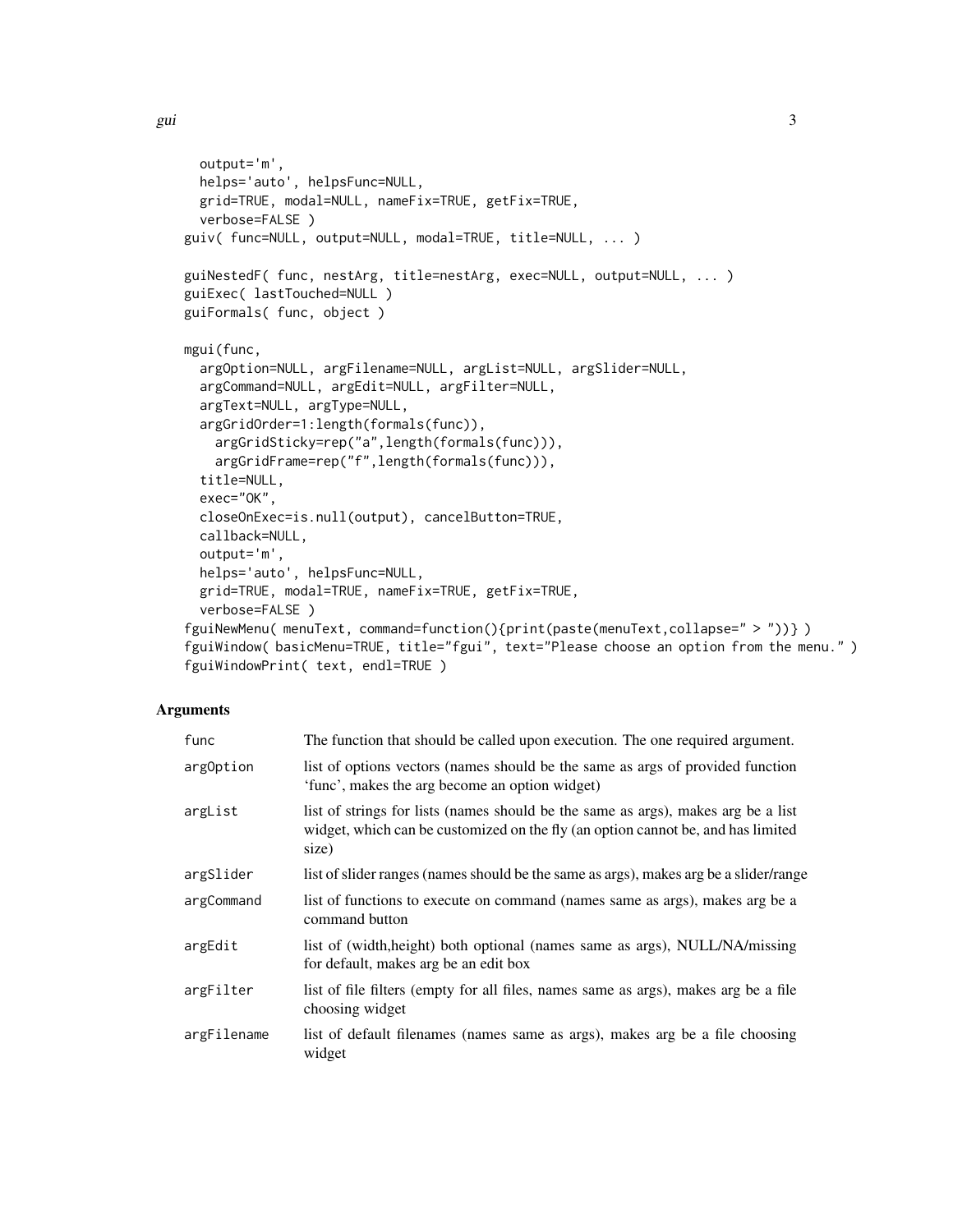```
  output='m',
  helps='auto', helpsFunc=NULL,
  grid=TRUE, modal=NULL, nameFix=TRUE, getFix=TRUE,
  verbose=FALSE )
guiv( func=NULL, output=NULL, modal=TRUE, title=NULL, ... )

guiNestedF( func, nestArg, title=nestArg, exec=NULL, output=NULL, ... )
guiExec( lastTouched=NULL )
guiFormals( func, object )

mgui(func,
  argOption=NULL, argFilename=NULL, argList=NULL, argSlider=NULL,
  argCommand=NULL, argEdit=NULL, argFilter=NULL,
  argText=NULL, argType=NULL,
  argGridOrder=1:length(formals(func)),
    argGridSticky=rep("a",length(formals(func))),
    argGridFrame=rep("f",length(formals(func))),
  title=NULL,
  exec="OK",
  closeOnExec=is.null(output), cancelButton=TRUE,
  callback=NULL,
  output='m',
  helps='auto', helpsFunc=NULL,
  grid=TRUE, modal=TRUE, nameFix=TRUE, getFix=TRUE,
  verbose=FALSE )
fguiNewMenu( menuText, command=function(){print(paste(menuText,collapse=" > "))} )
fguiWindow( basicMenu=TRUE, title="fgui", text="Please choose an option from the menu." )
fguiWindowPrint( text, endl=TRUE )
```

## Arguments

| | |
|---|---|
| func | The function that should be called upon execution. The one required argument. |
| argOption | list of options vectors (names should be the same as args of provided function 'func', makes the arg become an option widget) |
| argList | list of strings for lists (names should be the same as args), makes arg be a list widget, which can be customized on the fly (an option cannot be, and has limited size) |
| argSlider | list of slider ranges (names should be the same as args), makes arg be a slider/range |
| argCommand | list of functions to execute on command (names same as args), makes arg be a command button |
| argEdit | list of (width,height) both optional (names same as args), NULL/NA/missing for default, makes arg be an edit box |
| argFilter | list of file filters (empty for all files, names same as args), makes arg be a file choosing widget |
| argFilename | list of default filenames (names same as args), makes arg be a file choosing widget |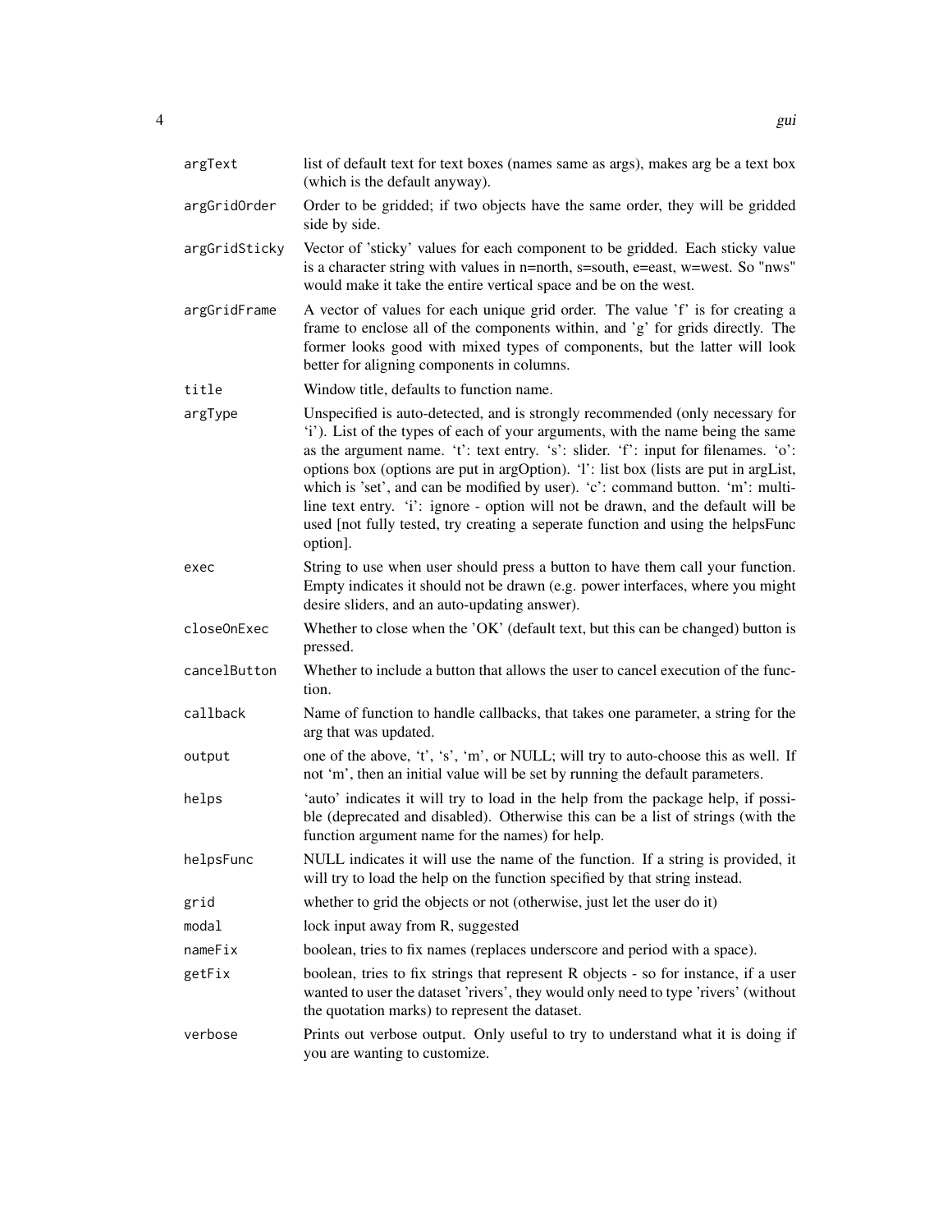| | |
|---|---|
| `argText` | list of default text for text boxes (names same as args), makes arg be a text box (which is the default anyway). |
| `argGridOrder` | Order to be gridded; if two objects have the same order, they will be gridded side by side. |
| `argGridSticky` | Vector of 'sticky' values for each component to be gridded. Each sticky value is a character string with values in n=north, s=south, e=east, w=west. So "nws" would make it take the entire vertical space and be on the west. |
| `argGridFrame` | A vector of values for each unique grid order. The value 'f' is for creating a frame to enclose all of the components within, and 'g' for grids directly. The former looks good with mixed types of components, but the latter will look better for aligning components in columns. |
| `title` | Window title, defaults to function name. |
| `argType` | Unspecified is auto-detected, and is strongly recommended (only necessary for 'i'). List of the types of each of your arguments, with the name being the same as the argument name. 't': text entry. 's': slider. 'f': input for filenames. 'o': options box (options are put in argOption). 'l': list box (lists are put in argList, which is 'set', and can be modified by user). 'c': command button. 'm': multi-line text entry. 'i': ignore - option will not be drawn, and the default will be used [not fully tested, try creating a seperate function and using the helpsFunc option]. |
| `exec` | String to use when user should press a button to have them call your function. Empty indicates it should not be drawn (e.g. power interfaces, where you might desire sliders, and an auto-updating answer). |
| `closeOnExec` | Whether to close when the 'OK' (default text, but this can be changed) button is pressed. |
| `cancelButton` | Whether to include a button that allows the user to cancel execution of the function. |
| `callback` | Name of function to handle callbacks, that takes one parameter, a string for the arg that was updated. |
| `output` | one of the above, 't', 's', 'm', or NULL; will try to auto-choose this as well. If not 'm', then an initial value will be set by running the default parameters. |
| `helps` | 'auto' indicates it will try to load in the help from the package help, if possible (deprecated and disabled). Otherwise this can be a list of strings (with the function argument name for the names) for help. |
| `helpsFunc` | NULL indicates it will use the name of the function. If a string is provided, it will try to load the help on the function specified by that string instead. |
| `grid` | whether to grid the objects or not (otherwise, just let the user do it) |
| `modal` | lock input away from R, suggested |
| `nameFix` | boolean, tries to fix names (replaces underscore and period with a space). |
| `getFix` | boolean, tries to fix strings that represent R objects - so for instance, if a user wanted to user the dataset 'rivers', they would only need to type 'rivers' (without the quotation marks) to represent the dataset. |
| `verbose` | Prints out verbose output. Only useful to try to understand what it is doing if you are wanting to customize. |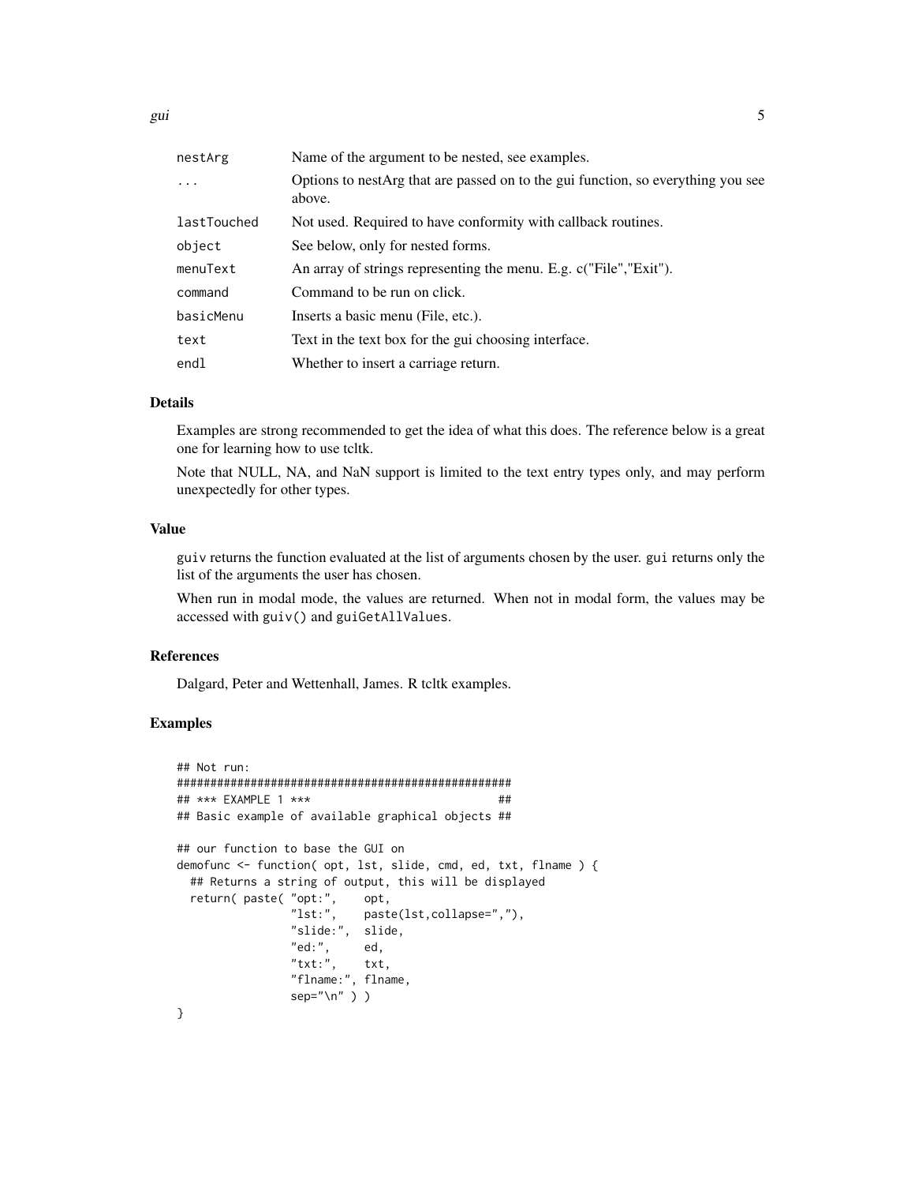| | |
|---|---|
| nestArg | Name of the argument to be nested, see examples. |
| ... | Options to nestArg that are passed on to the gui function, so everything you see above. |
| lastTouched | Not used. Required to have conformity with callback routines. |
| object | See below, only for nested forms. |
| menuText | An array of strings representing the menu. E.g. c("File","Exit"). |
| command | Command to be run on click. |
| basicMenu | Inserts a basic menu (File, etc.). |
| text | Text in the text box for the gui choosing interface. |
| endl | Whether to insert a carriage return. |

### Details

Examples are strong recommended to get the idea of what this does. The reference below is a great one for learning how to use tcltk.

Note that NULL, NA, and NaN support is limited to the text entry types only, and may perform unexpectedly for other types.

### Value

guiv returns the function evaluated at the list of arguments chosen by the user. gui returns only the list of the arguments the user has chosen.

When run in modal mode, the values are returned. When not in modal form, the values may be accessed with guiv() and guiGetAllValues.

### References

Dalgard, Peter and Wettenhall, James. R tcltk examples.

### Examples

```
## Not run:
##################################################
## *** EXAMPLE 1 ***                            ##
## Basic example of available graphical objects ##

## our function to base the GUI on
demofunc <- function( opt, lst, slide, cmd, ed, txt, flname ) {
  ## Returns a string of output, this will be displayed
  return( paste( "opt:",    opt,
                 "lst:",    paste(lst,collapse=","),
                 "slide:",  slide,
                 "ed:",     ed,
                 "txt:",    txt,
                 "flname:", flname,
                 sep="\n" ) )
}
```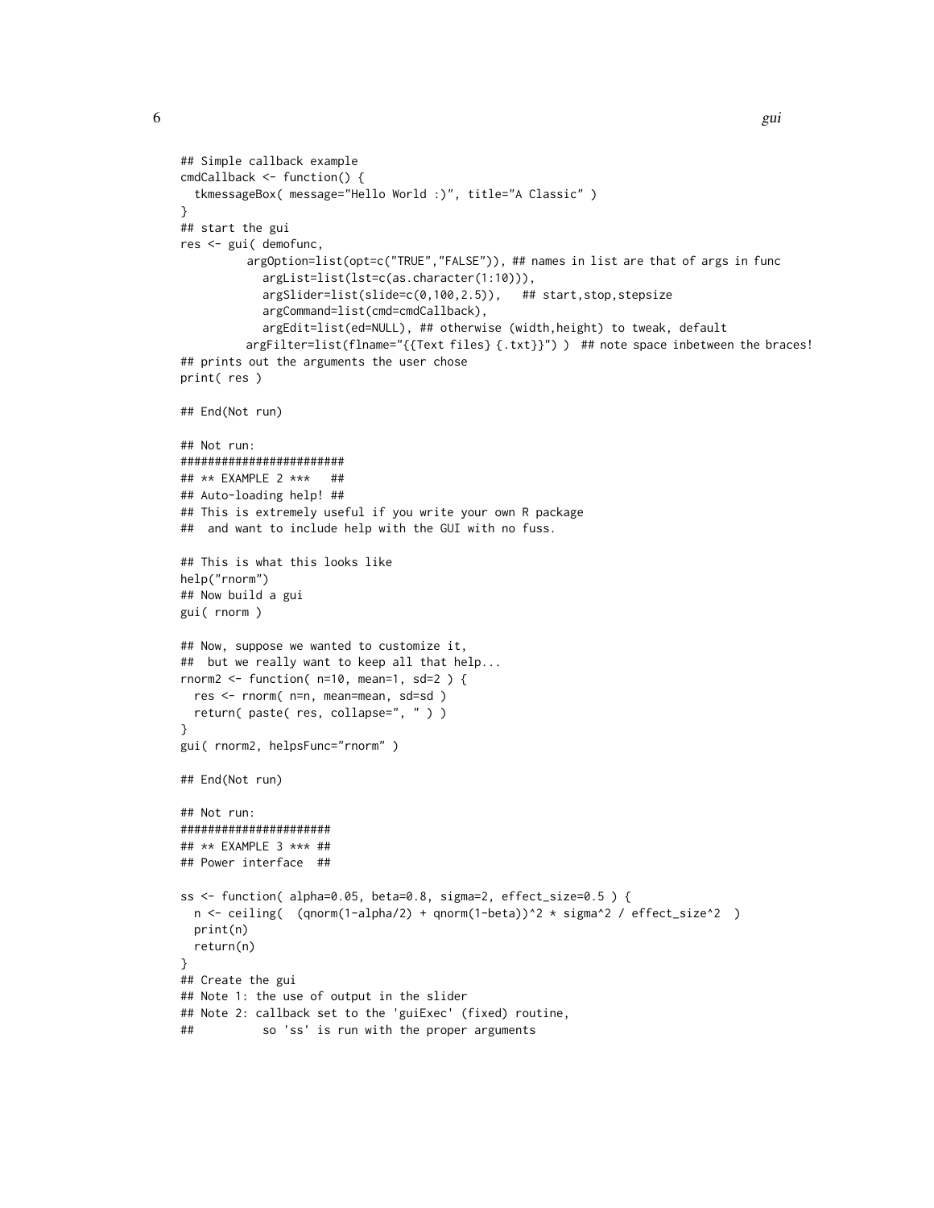```
## Simple callback example
cmdCallback <- function() {
  tkmessageBox( message="Hello World :)", title="A Classic" )
}
## start the gui
res <- gui( demofunc,
         argOption=list(opt=c("TRUE","FALSE")), ## names in list are that of args in func
           argList=list(lst=c(as.character(1:10))),
           argSlider=list(slide=c(0,100,2.5)),   ## start,stop,stepsize
           argCommand=list(cmd=cmdCallback),
           argEdit=list(ed=NULL), ## otherwise (width,height) to tweak, default
         argFilter=list(flname="{{Text files} {.txt}}") )  ## note space inbetween the braces!
## prints out the arguments the user chose
print( res )

## End(Not run)

## Not run:
#######################
## ** EXAMPLE 2 ***   ##
## Auto-loading help! ##
## This is extremely useful if you write your own R package
##  and want to include help with the GUI with no fuss.

## This is what this looks like
help("rnorm")
## Now build a gui
gui( rnorm )

## Now, suppose we wanted to customize it,
##  but we really want to keep all that help...
rnorm2 <- function( n=10, mean=1, sd=2 ) {
  res <- rnorm( n=n, mean=mean, sd=sd )
  return( paste( res, collapse=", " ) )
}
gui( rnorm2, helpsFunc="rnorm" )

## End(Not run)

## Not run:
#####################
## ** EXAMPLE 3 *** ##
## Power interface  ##

ss <- function( alpha=0.05, beta=0.8, sigma=2, effect_size=0.5 ) {
  n <- ceiling(  (qnorm(1-alpha/2) + qnorm(1-beta))^2 * sigma^2 / effect_size^2  )
  print(n)
  return(n)
}
## Create the gui
## Note 1: the use of output in the slider
## Note 2: callback set to the 'guiExec' (fixed) routine,
##          so 'ss' is run with the proper arguments
```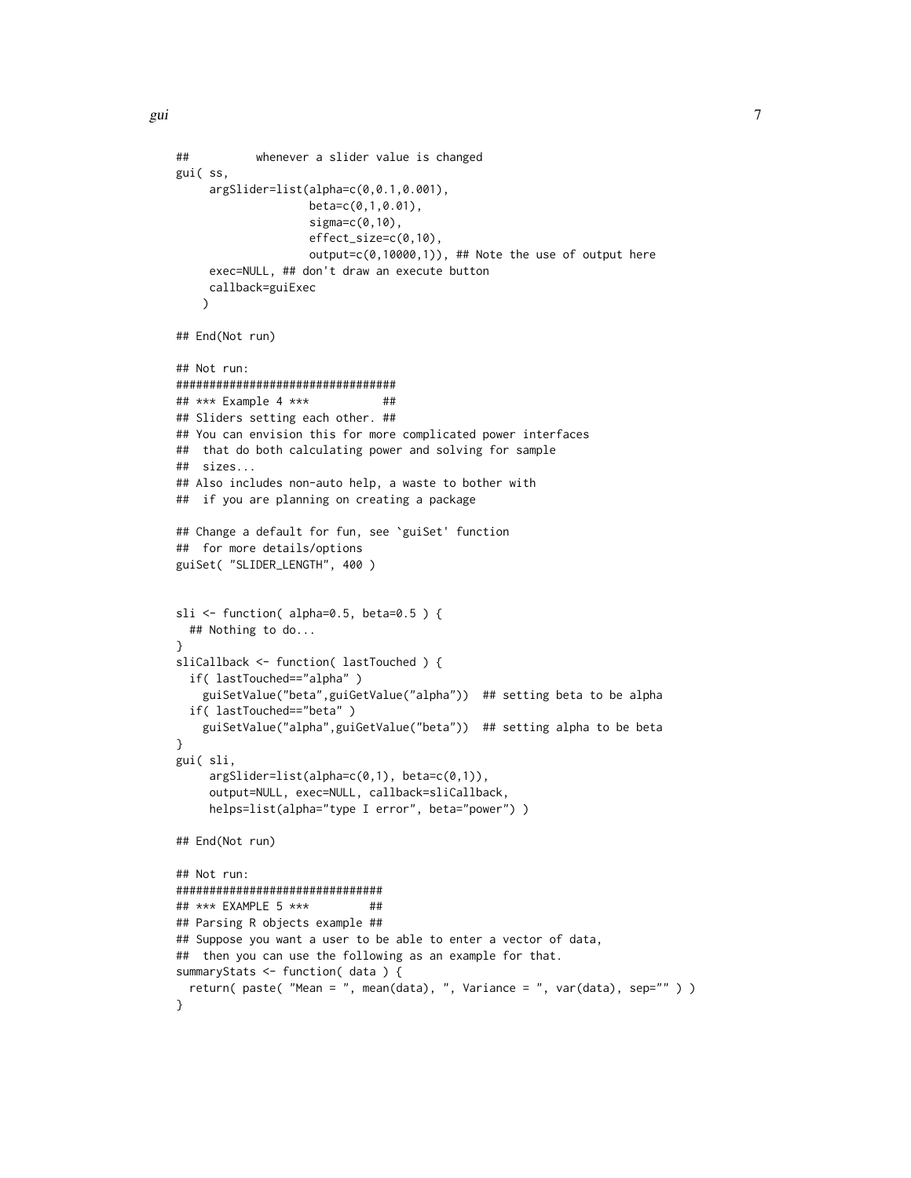```
##          whenever a slider value is changed
gui( ss,
     argSlider=list(alpha=c(0,0.1,0.001),
                   beta=c(0,1,0.01),
                   sigma=c(0,10),
                   effect_size=c(0,10),
                   output=c(0,10000,1)), ## Note the use of output here
     exec=NULL, ## don't draw an execute button
     callback=guiExec
    )

## End(Not run)

## Not run:
#################################
## *** Example 4 ***           ##
## Sliders setting each other. ##
## You can envision this for more complicated power interfaces
##  that do both calculating power and solving for sample
##  sizes...
## Also includes non-auto help, a waste to bother with
##  if you are planning on creating a package

## Change a default for fun, see `guiSet' function
##  for more details/options
guiSet( "SLIDER_LENGTH", 400 )


sli <- function( alpha=0.5, beta=0.5 ) {
  ## Nothing to do...
}
sliCallback <- function( lastTouched ) {
  if( lastTouched=="alpha" )
    guiSetValue("beta",guiGetValue("alpha"))  ## setting beta to be alpha
  if( lastTouched=="beta" )
    guiSetValue("alpha",guiGetValue("beta"))  ## setting alpha to be beta
}
gui( sli,
     argSlider=list(alpha=c(0,1), beta=c(0,1)),
     output=NULL, exec=NULL, callback=sliCallback,
     helps=list(alpha="type I error", beta="power") )

## End(Not run)

## Not run:
###############################
## *** EXAMPLE 5 ***         ##
## Parsing R objects example ##
## Suppose you want a user to be able to enter a vector of data,
##  then you can use the following as an example for that.
summaryStats <- function( data ) {
  return( paste( "Mean = ", mean(data), ", Variance = ", var(data), sep="" ) )
}
```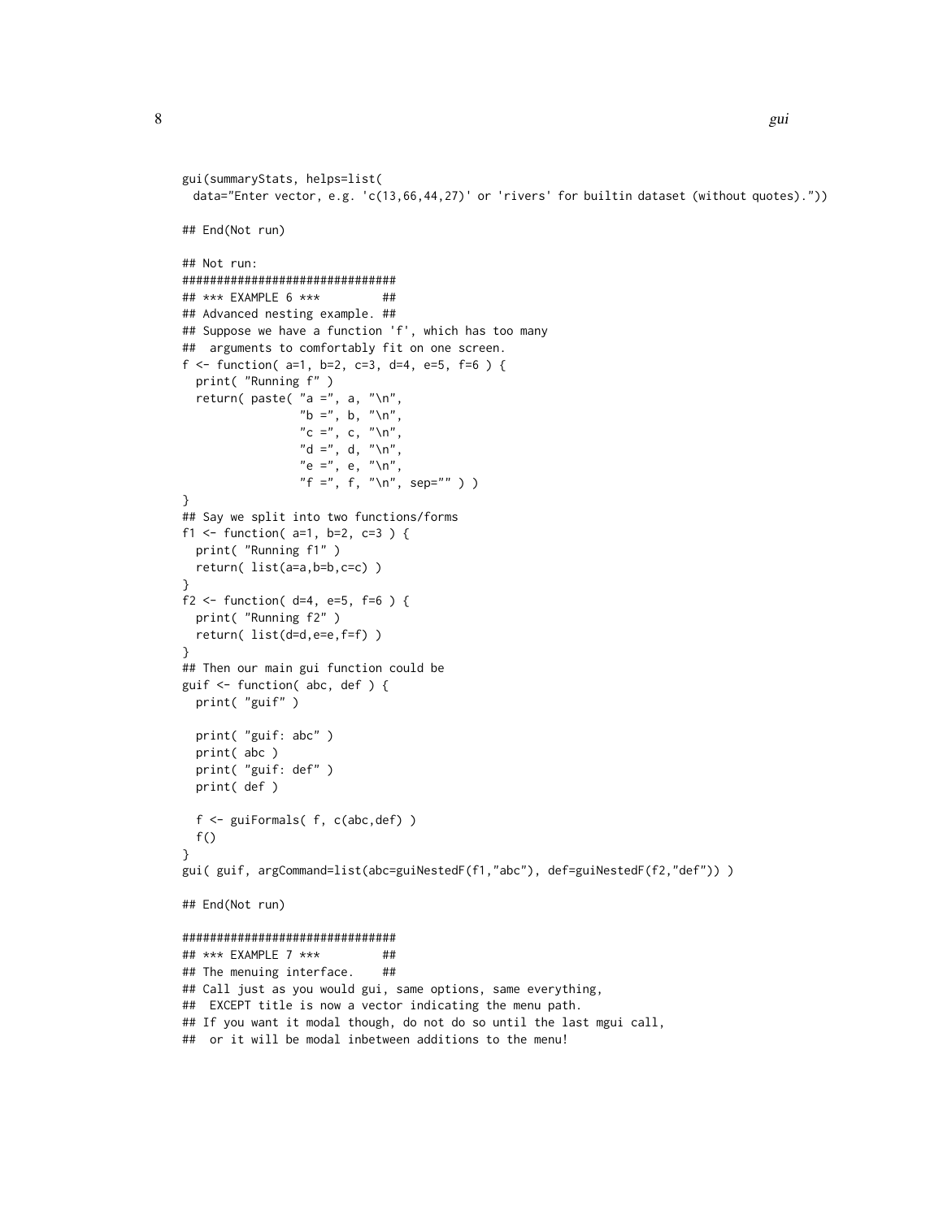```
gui(summaryStats, helps=list(
  data="Enter vector, e.g. 'c(13,66,44,27)' or 'rivers' for builtin dataset (without quotes)."))

## End(Not run)

## Not run:
###############################
## *** EXAMPLE 6 ***         ##
## Advanced nesting example. ##
## Suppose we have a function 'f', which has too many
##  arguments to comfortably fit on one screen.
f <- function( a=1, b=2, c=3, d=4, e=5, f=6 ) {
  print( "Running f" )
  return( paste( "a =", a, "\n",
                 "b =", b, "\n",
                 "c =", c, "\n",
                 "d =", d, "\n",
                 "e =", e, "\n",
                 "f =", f, "\n", sep="" ) )
}
## Say we split into two functions/forms
f1 <- function( a=1, b=2, c=3 ) {
  print( "Running f1" )
  return( list(a=a,b=b,c=c) )
}
f2 <- function( d=4, e=5, f=6 ) {
  print( "Running f2" )
  return( list(d=d,e=e,f=f) )
}
## Then our main gui function could be
guif <- function( abc, def ) {
  print( "guif" )

  print( "guif: abc" )
  print( abc )
  print( "guif: def" )
  print( def )

  f <- guiFormals( f, c(abc,def) )
  f()
}
gui( guif, argCommand=list(abc=guiNestedF(f1,"abc"), def=guiNestedF(f2,"def")) )

## End(Not run)

###############################
## *** EXAMPLE 7 ***         ##
## The menuing interface.    ##
## Call just as you would gui, same options, same everything,
##  EXCEPT title is now a vector indicating the menu path.
## If you want it modal though, do not do so until the last mgui call,
##  or it will be modal inbetween additions to the menu!
```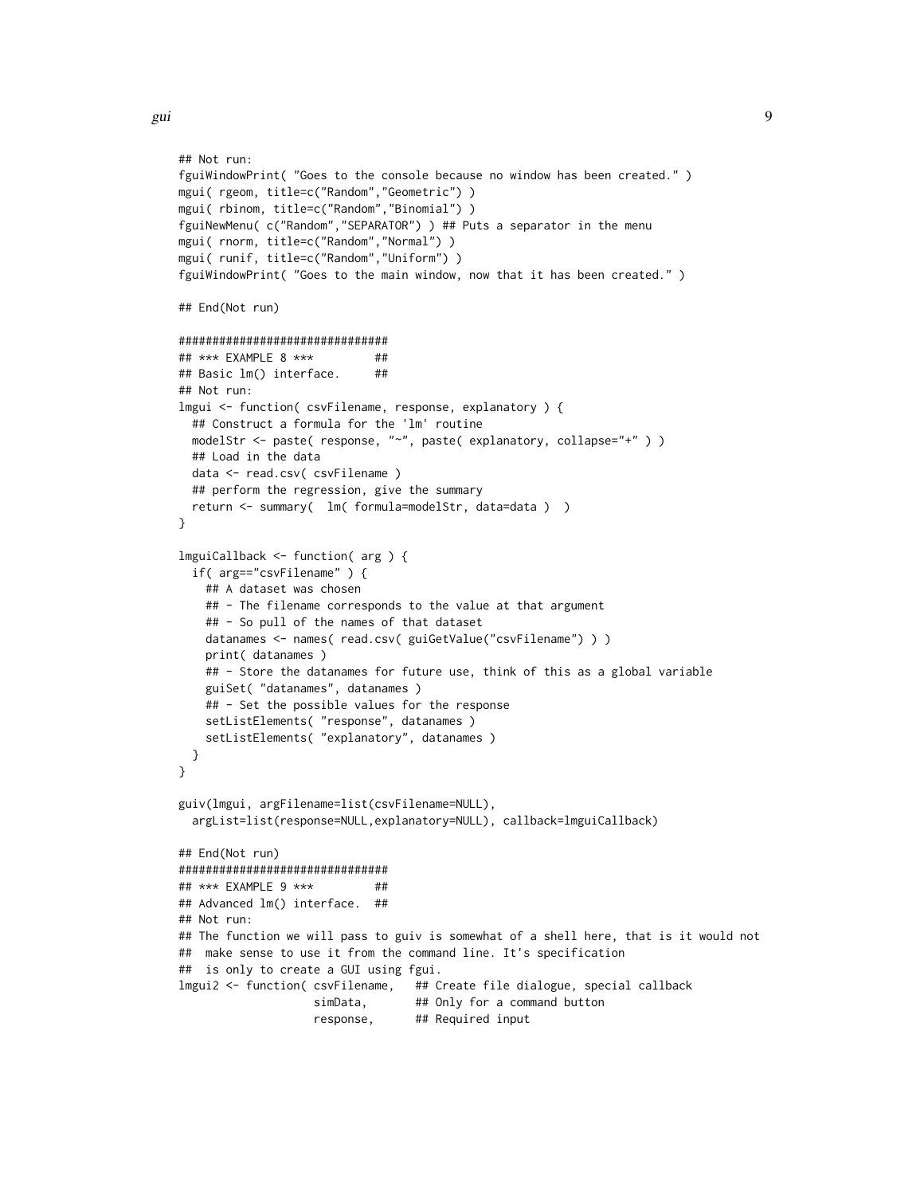```
## Not run:
fguiWindowPrint( "Goes to the console because no window has been created." )
mgui( rgeom, title=c("Random","Geometric") )
mgui( rbinom, title=c("Random","Binomial") )
fguiNewMenu( c("Random","SEPARATOR") ) ## Puts a separator in the menu
mgui( rnorm, title=c("Random","Normal") )
mgui( runif, title=c("Random","Uniform") )
fguiWindowPrint( "Goes to the main window, now that it has been created." )

## End(Not run)

###############################
## *** EXAMPLE 8 ***         ##
## Basic lm() interface.     ##
## Not run:
lmgui <- function( csvFilename, response, explanatory ) {
  ## Construct a formula for the 'lm' routine
  modelStr <- paste( response, "~", paste( explanatory, collapse="+" ) )
  ## Load in the data
  data <- read.csv( csvFilename )
  ## perform the regression, give the summary
  return <- summary(  lm( formula=modelStr, data=data )  )
}

lmguiCallback <- function( arg ) {
  if( arg=="csvFilename" ) {
    ## A dataset was chosen
    ## - The filename corresponds to the value at that argument
    ## - So pull of the names of that dataset
    datanames <- names( read.csv( guiGetValue("csvFilename") ) )
    print( datanames )
    ## - Store the datanames for future use, think of this as a global variable
    guiSet( "datanames", datanames )
    ## - Set the possible values for the response
    setListElements( "response", datanames )
    setListElements( "explanatory", datanames )
  }
}

guiv(lmgui, argFilename=list(csvFilename=NULL),
  argList=list(response=NULL,explanatory=NULL), callback=lmguiCallback)

## End(Not run)
###############################
## *** EXAMPLE 9 ***         ##
## Advanced lm() interface.  ##
## Not run:
## The function we will pass to guiv is somewhat of a shell here, that is it would not
##  make sense to use it from the command line. It's specification
##  is only to create a GUI using fgui.
lmgui2 <- function( csvFilename,   ## Create file dialogue, special callback
                    simData,       ## Only for a command button
                    response,      ## Required input
```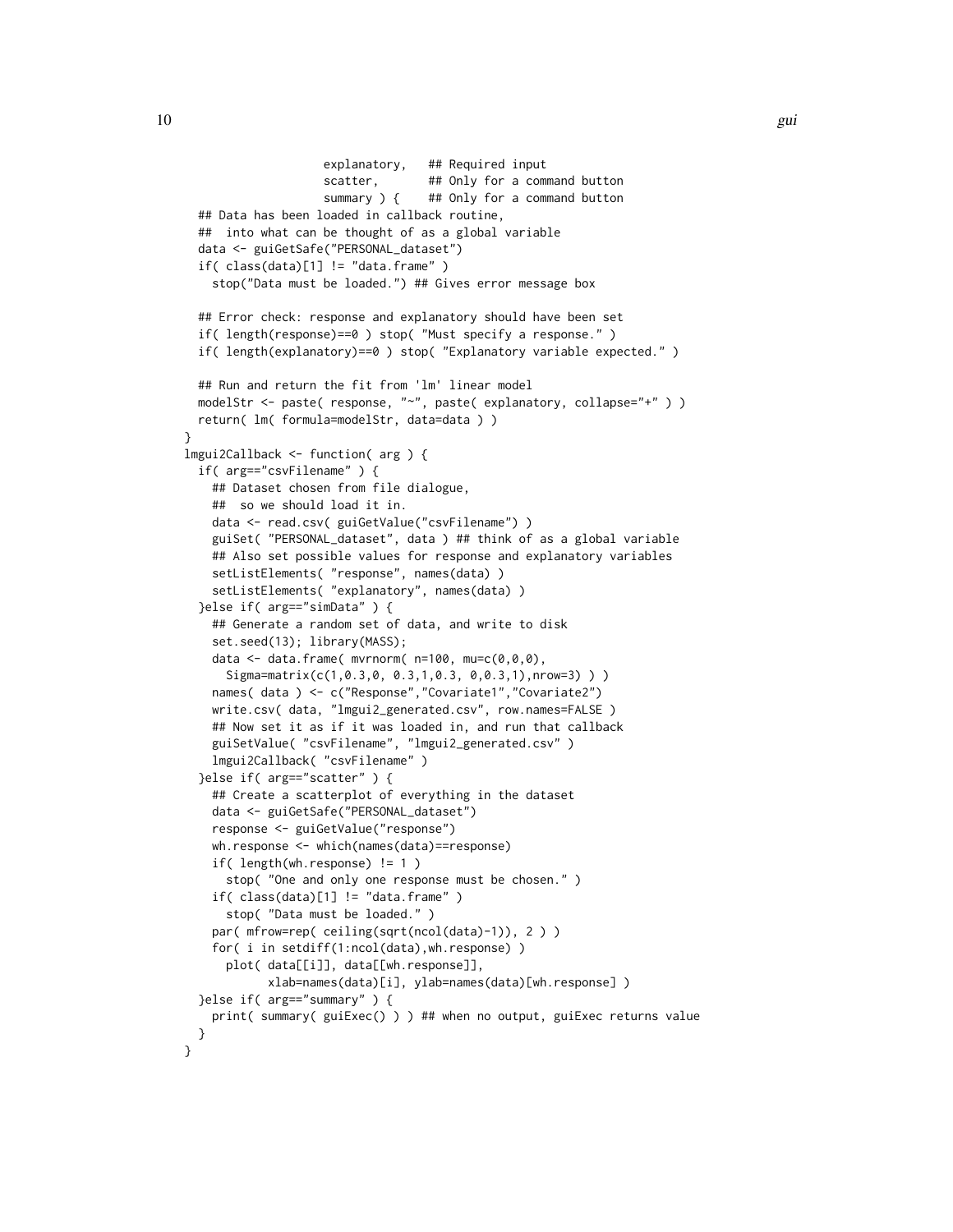```
                    explanatory,   ## Required input
                    scatter,       ## Only for a command button
                    summary ) {    ## Only for a command button
  ## Data has been loaded in callback routine,
  ##  into what can be thought of as a global variable
  data <- guiGetSafe("PERSONAL_dataset")
  if( class(data)[1] != "data.frame" )
    stop("Data must be loaded.") ## Gives error message box

  ## Error check: response and explanatory should have been set
  if( length(response)==0 ) stop( "Must specify a response." )
  if( length(explanatory)==0 ) stop( "Explanatory variable expected." )

  ## Run and return the fit from 'lm' linear model
  modelStr <- paste( response, "~", paste( explanatory, collapse="+" ) )
  return( lm( formula=modelStr, data=data ) )
}
lmgui2Callback <- function( arg ) {
  if( arg=="csvFilename" ) {
    ## Dataset chosen from file dialogue,
    ##  so we should load it in.
    data <- read.csv( guiGetValue("csvFilename") )
    guiSet( "PERSONAL_dataset", data ) ## think of as a global variable
    ## Also set possible values for response and explanatory variables
    setListElements( "response", names(data) )
    setListElements( "explanatory", names(data) )
  }else if( arg=="simData" ) {
    ## Generate a random set of data, and write to disk
    set.seed(13); library(MASS);
    data <- data.frame( mvrnorm( n=100, mu=c(0,0,0),
      Sigma=matrix(c(1,0.3,0, 0.3,1,0.3, 0,0.3,1),nrow=3) ) )
    names( data ) <- c("Response","Covariate1","Covariate2")
    write.csv( data, "lmgui2_generated.csv", row.names=FALSE )
    ## Now set it as if it was loaded in, and run that callback
    guiSetValue( "csvFilename", "lmgui2_generated.csv" )
    lmgui2Callback( "csvFilename" )
  }else if( arg=="scatter" ) {
    ## Create a scatterplot of everything in the dataset
    data <- guiGetSafe("PERSONAL_dataset")
    response <- guiGetValue("response")
    wh.response <- which(names(data)==response)
    if( length(wh.response) != 1 )
      stop( "One and only one response must be chosen." )
    if( class(data)[1] != "data.frame" )
      stop( "Data must be loaded." )
    par( mfrow=rep( ceiling(sqrt(ncol(data)-1)), 2 ) )
    for( i in setdiff(1:ncol(data),wh.response) )
      plot( data[[i]], data[[wh.response]],
            xlab=names(data)[i], ylab=names(data)[wh.response] )
  }else if( arg=="summary" ) {
    print( summary( guiExec() ) ) ## when no output, guiExec returns value
  }
}
```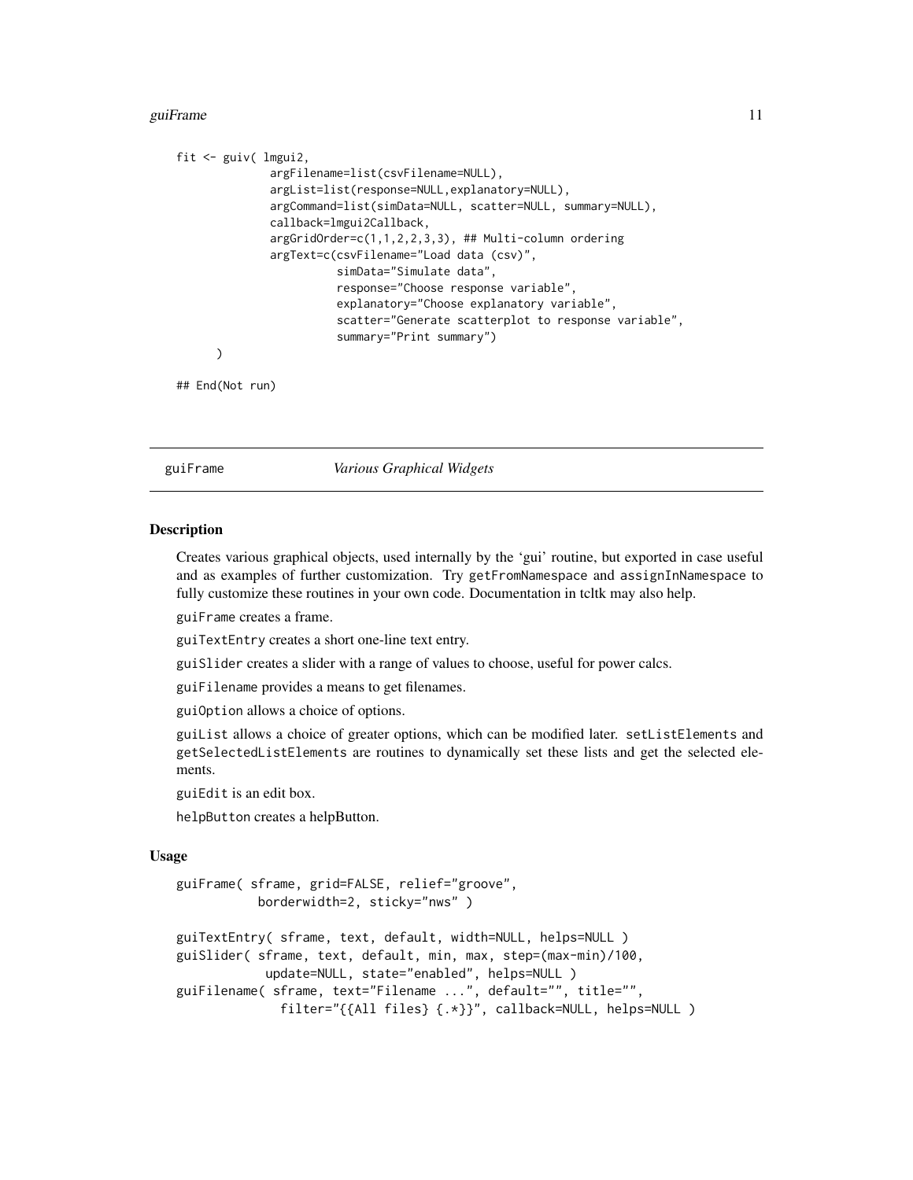```
fit <- guiv( lmgui2,
             argFilename=list(csvFilename=NULL),
             argList=list(response=NULL,explanatory=NULL),
             argCommand=list(simData=NULL, scatter=NULL, summary=NULL),
             callback=lmgui2Callback,
             argGridOrder=c(1,1,2,2,3,3), ## Multi-column ordering
             argText=c(csvFilename="Load data (csv)",
                       simData="Simulate data",
                       response="Choose response variable",
                       explanatory="Choose explanatory variable",
                       scatter="Generate scatterplot to response variable",
                       summary="Print summary")
      )

## End(Not run)
```

---

## guiFrame *Various Graphical Widgets*

---

### Description

Creates various graphical objects, used internally by the 'gui' routine, but exported in case useful and as examples of further customization. Try `getFromNamespace` and `assignInNamespace` to fully customize these routines in your own code. Documentation in tcltk may also help.

`guiFrame` creates a frame.

`guiTextEntry` creates a short one-line text entry.

`guiSlider` creates a slider with a range of values to choose, useful for power calcs.

`guiFilename` provides a means to get filenames.

`guiOption` allows a choice of options.

`guiList` allows a choice of greater options, which can be modified later. `setListElements` and `getSelectedListElements` are routines to dynamically set these lists and get the selected elements.

`guiEdit` is an edit box.

`helpButton` creates a helpButton.

### Usage

```
guiFrame( sframe, grid=FALSE, relief="groove",
          borderwidth=2, sticky="nws" )

guiTextEntry( sframe, text, default, width=NULL, helps=NULL )
guiSlider( sframe, text, default, min, max, step=(max-min)/100,
           update=NULL, state="enabled", helps=NULL )
guiFilename( sframe, text="Filename ...", default="", title="",
             filter="{{All files} {.*}}", callback=NULL, helps=NULL )
```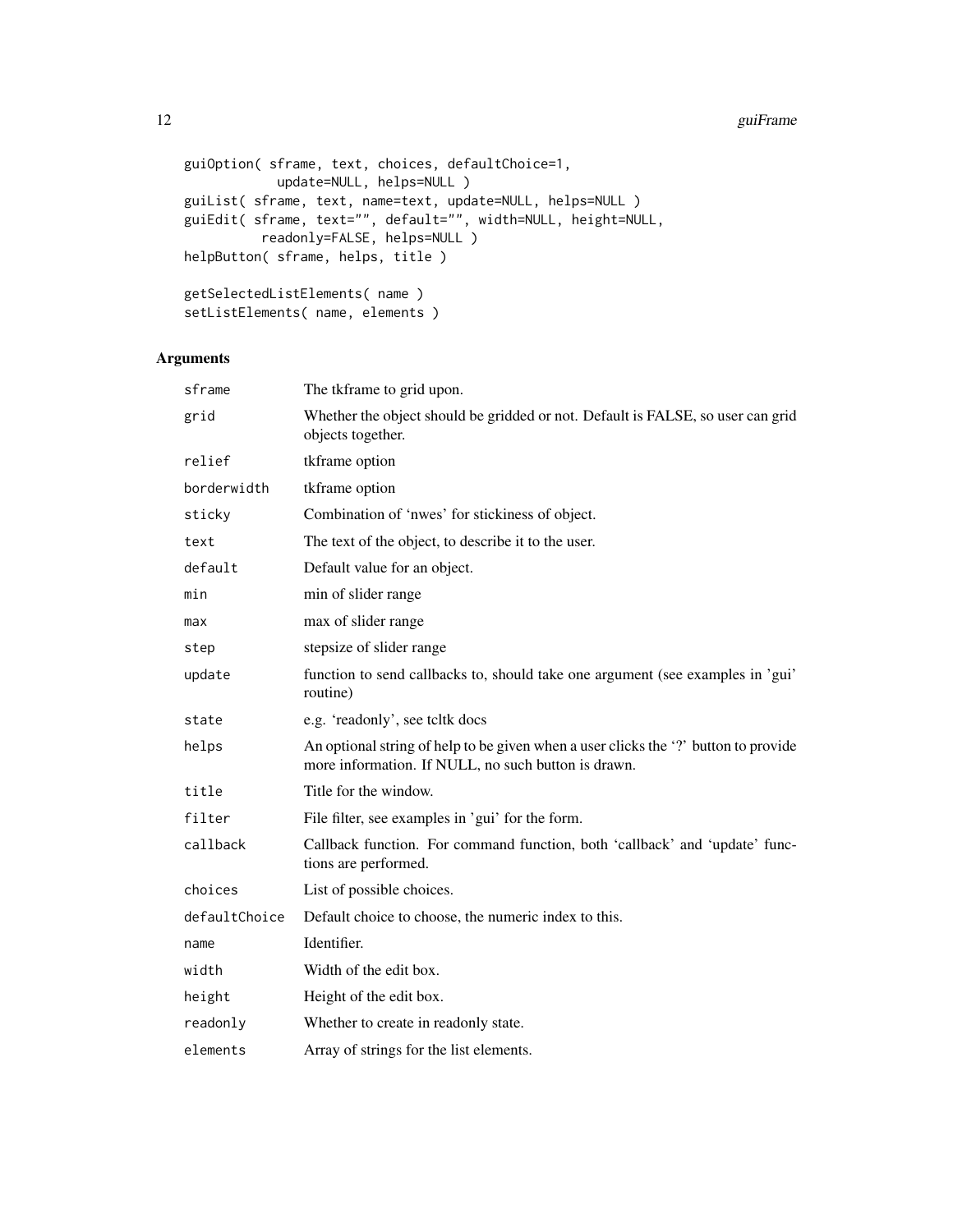```
guiOption( sframe, text, choices, defaultChoice=1,
           update=NULL, helps=NULL )
guiList( sframe, text, name=text, update=NULL, helps=NULL )
guiEdit( sframe, text="", default="", width=NULL, height=NULL,
         readonly=FALSE, helps=NULL )
helpButton( sframe, helps, title )

getSelectedListElements( name )
setListElements( name, elements )
```

## Arguments

| | |
|---|---|
| `sframe` | The tkframe to grid upon. |
| `grid` | Whether the object should be gridded or not. Default is FALSE, so user can grid objects together. |
| `relief` | tkframe option |
| `borderwidth` | tkframe option |
| `sticky` | Combination of 'nwes' for stickiness of object. |
| `text` | The text of the object, to describe it to the user. |
| `default` | Default value for an object. |
| `min` | min of slider range |
| `max` | max of slider range |
| `step` | stepsize of slider range |
| `update` | function to send callbacks to, should take one argument (see examples in 'gui' routine) |
| `state` | e.g. 'readonly', see tcltk docs |
| `helps` | An optional string of help to be given when a user clicks the '?' button to provide more information. If NULL, no such button is drawn. |
| `title` | Title for the window. |
| `filter` | File filter, see examples in 'gui' for the form. |
| `callback` | Callback function. For command function, both 'callback' and 'update' functions are performed. |
| `choices` | List of possible choices. |
| `defaultChoice` | Default choice to choose, the numeric index to this. |
| `name` | Identifier. |
| `width` | Width of the edit box. |
| `height` | Height of the edit box. |
| `readonly` | Whether to create in readonly state. |
| `elements` | Array of strings for the list elements. |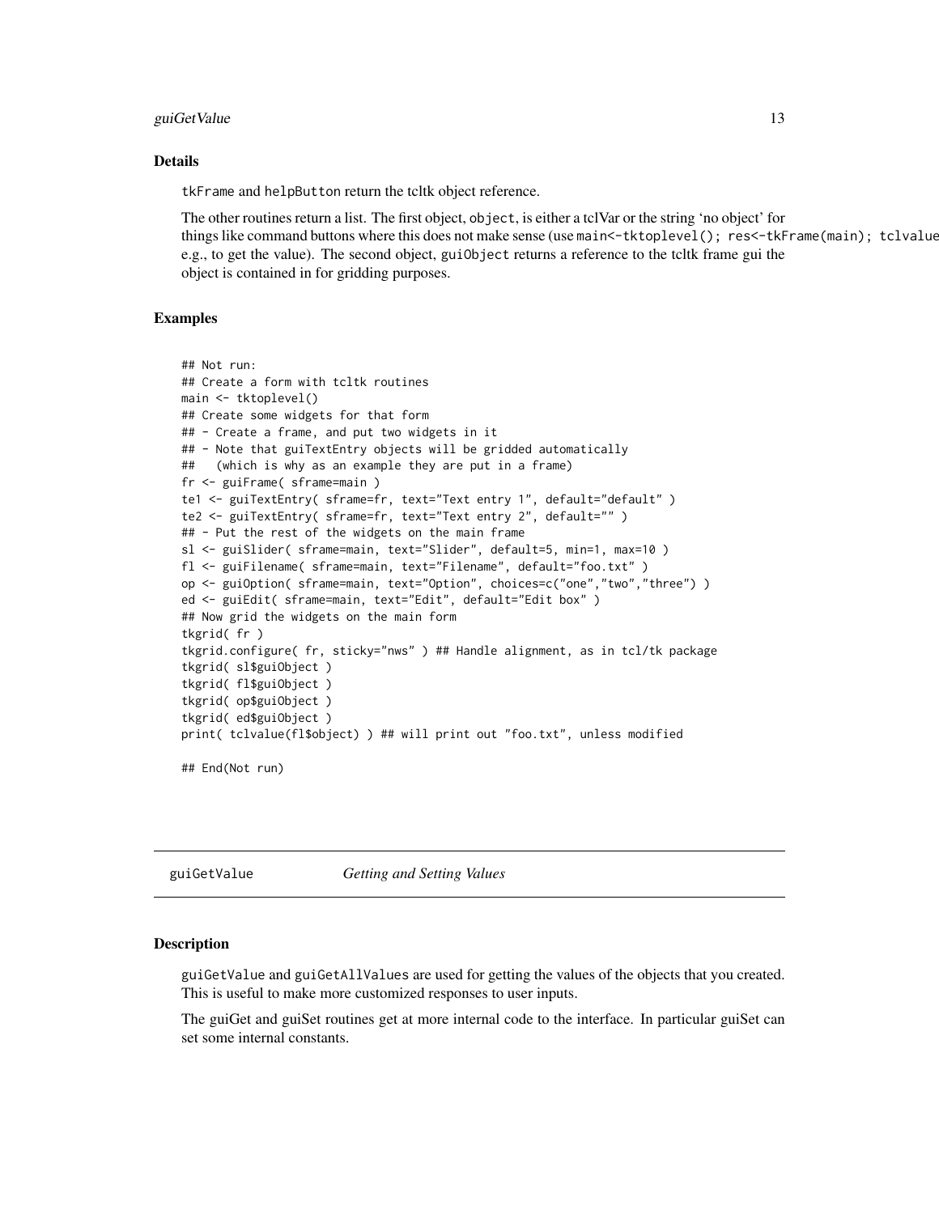### Details

tkFrame and helpButton return the tcltk object reference.

The other routines return a list. The first object, object, is either a tclVar or the string 'no object' for things like command buttons where this does not make sense (use main<-tktoplevel(); res<-tkFrame(main); tclvalue e.g., to get the value). The second object, guiObject returns a reference to the tcltk frame gui the object is contained in for gridding purposes.

### Examples

```
## Not run:
## Create a form with tcltk routines
main <- tktoplevel()
## Create some widgets for that form
## - Create a frame, and put two widgets in it
## - Note that guiTextEntry objects will be gridded automatically
##   (which is why as an example they are put in a frame)
fr <- guiFrame( sframe=main )
te1 <- guiTextEntry( sframe=fr, text="Text entry 1", default="default" )
te2 <- guiTextEntry( sframe=fr, text="Text entry 2", default="" )
## - Put the rest of the widgets on the main frame
sl <- guiSlider( sframe=main, text="Slider", default=5, min=1, max=10 )
fl <- guiFilename( sframe=main, text="Filename", default="foo.txt" )
op <- guiOption( sframe=main, text="Option", choices=c("one","two","three") )
ed <- guiEdit( sframe=main, text="Edit", default="Edit box" )
## Now grid the widgets on the main form
tkgrid( fr )
tkgrid.configure( fr, sticky="nws" ) ## Handle alignment, as in tcl/tk package
tkgrid( sl$guiObject )
tkgrid( fl$guiObject )
tkgrid( op$guiObject )
tkgrid( ed$guiObject )
print( tclvalue(fl$object) ) ## will print out "foo.txt", unless modified

## End(Not run)
```

---

## guiGetValue *Getting and Setting Values*

---

### Description

guiGetValue and guiGetAllValues are used for getting the values of the objects that you created. This is useful to make more customized responses to user inputs.

The guiGet and guiSet routines get at more internal code to the interface. In particular guiSet can set some internal constants.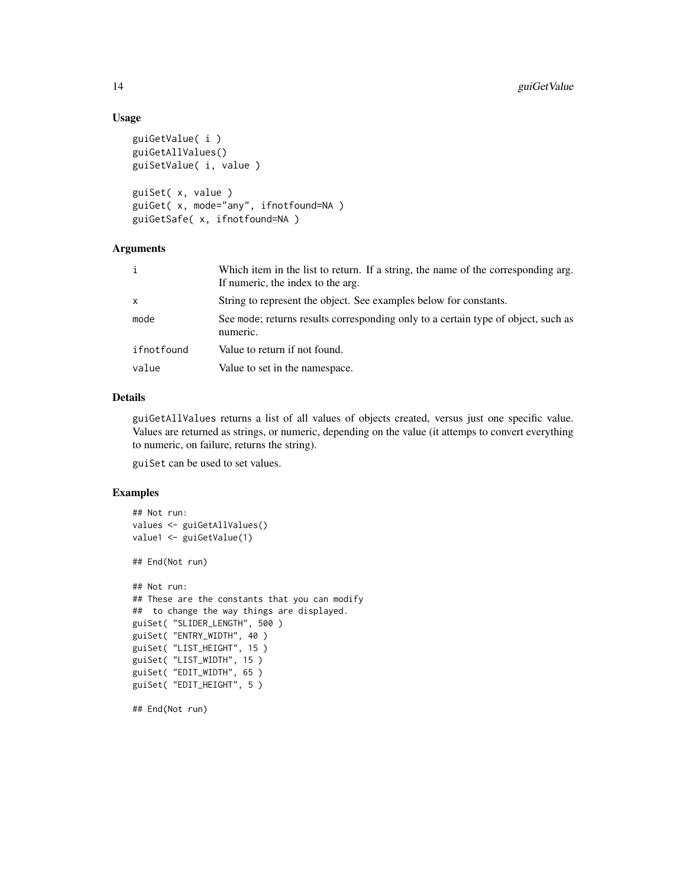### Usage

```
guiGetValue( i )
guiGetAllValues()
guiSetValue( i, value )

guiSet( x, value )
guiGet( x, mode="any", ifnotfound=NA )
guiGetSafe( x, ifnotfound=NA )
```

### Arguments

| | |
|---|---|
| `i` | Which item in the list to return. If a string, the name of the corresponding arg. If numeric, the index to the arg. |
| `x` | String to represent the object. See examples below for constants. |
| `mode` | See `mode`; returns results corresponding only to a certain type of object, such as numeric. |
| `ifnotfound` | Value to return if not found. |
| `value` | Value to set in the namespace. |

### Details

`guiGetAllValues` returns a list of all values of objects created, versus just one specific value. Values are returned as strings, or numeric, depending on the value (it attemps to convert everything to numeric, on failure, returns the string).

`guiSet` can be used to set values.

### Examples

```
## Not run:
values <- guiGetAllValues()
value1 <- guiGetValue(1)

## End(Not run)

## Not run:
## These are the constants that you can modify
##  to change the way things are displayed.
guiSet( "SLIDER_LENGTH", 500 )
guiSet( "ENTRY_WIDTH", 40 )
guiSet( "LIST_HEIGHT", 15 )
guiSet( "LIST_WIDTH", 15 )
guiSet( "EDIT_WIDTH", 65 )
guiSet( "EDIT_HEIGHT", 5 )

## End(Not run)
```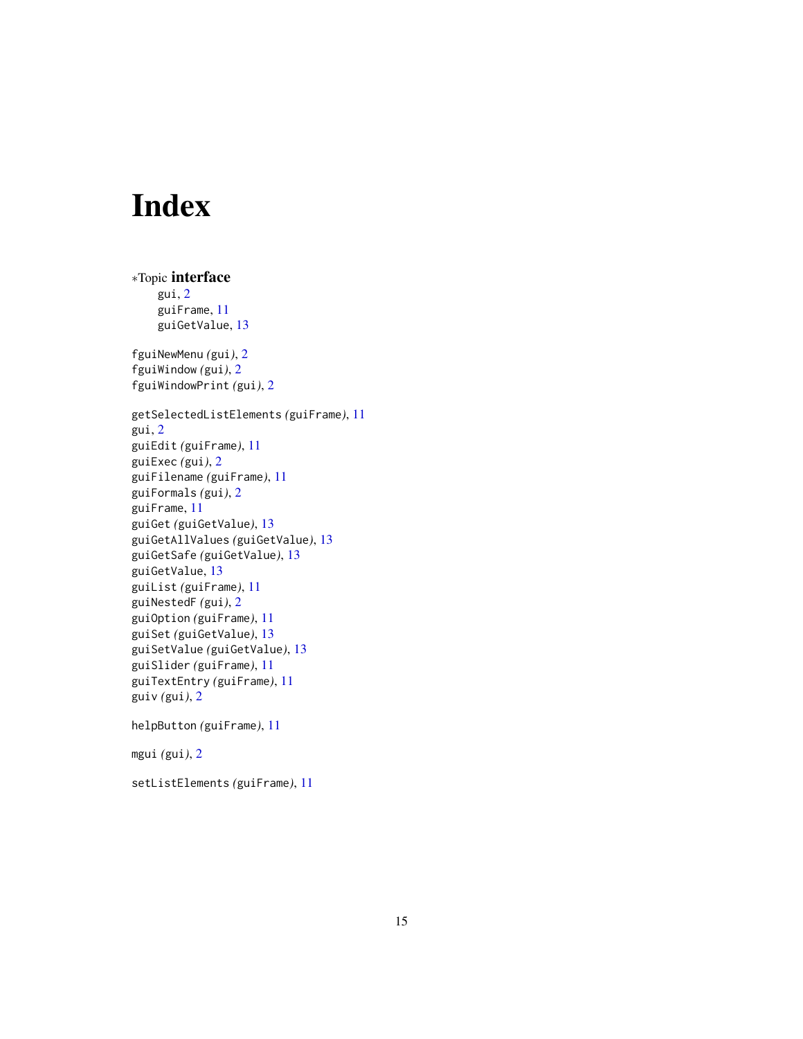# Index

∗Topic **interface**

gui, 2
guiFrame, 11
guiGetValue, 13

fguiNewMenu *(*gui*)*, 2
fguiWindow *(*gui*)*, 2
fguiWindowPrint *(*gui*)*, 2

getSelectedListElements *(*guiFrame*)*, 11
gui, 2
guiEdit *(*guiFrame*)*, 11
guiExec *(*gui*)*, 2
guiFilename *(*guiFrame*)*, 11
guiFormals *(*gui*)*, 2
guiFrame, 11
guiGet *(*guiGetValue*)*, 13
guiGetAllValues *(*guiGetValue*)*, 13
guiGetSafe *(*guiGetValue*)*, 13
guiGetValue, 13
guiList *(*guiFrame*)*, 11
guiNestedF *(*gui*)*, 2
guiOption *(*guiFrame*)*, 11
guiSet *(*guiGetValue*)*, 13
guiSetValue *(*guiGetValue*)*, 13
guiSlider *(*guiFrame*)*, 11
guiTextEntry *(*guiFrame*)*, 11
guiv *(*gui*)*, 2

helpButton *(*guiFrame*)*, 11

mgui *(*gui*)*, 2

setListElements *(*guiFrame*)*, 11